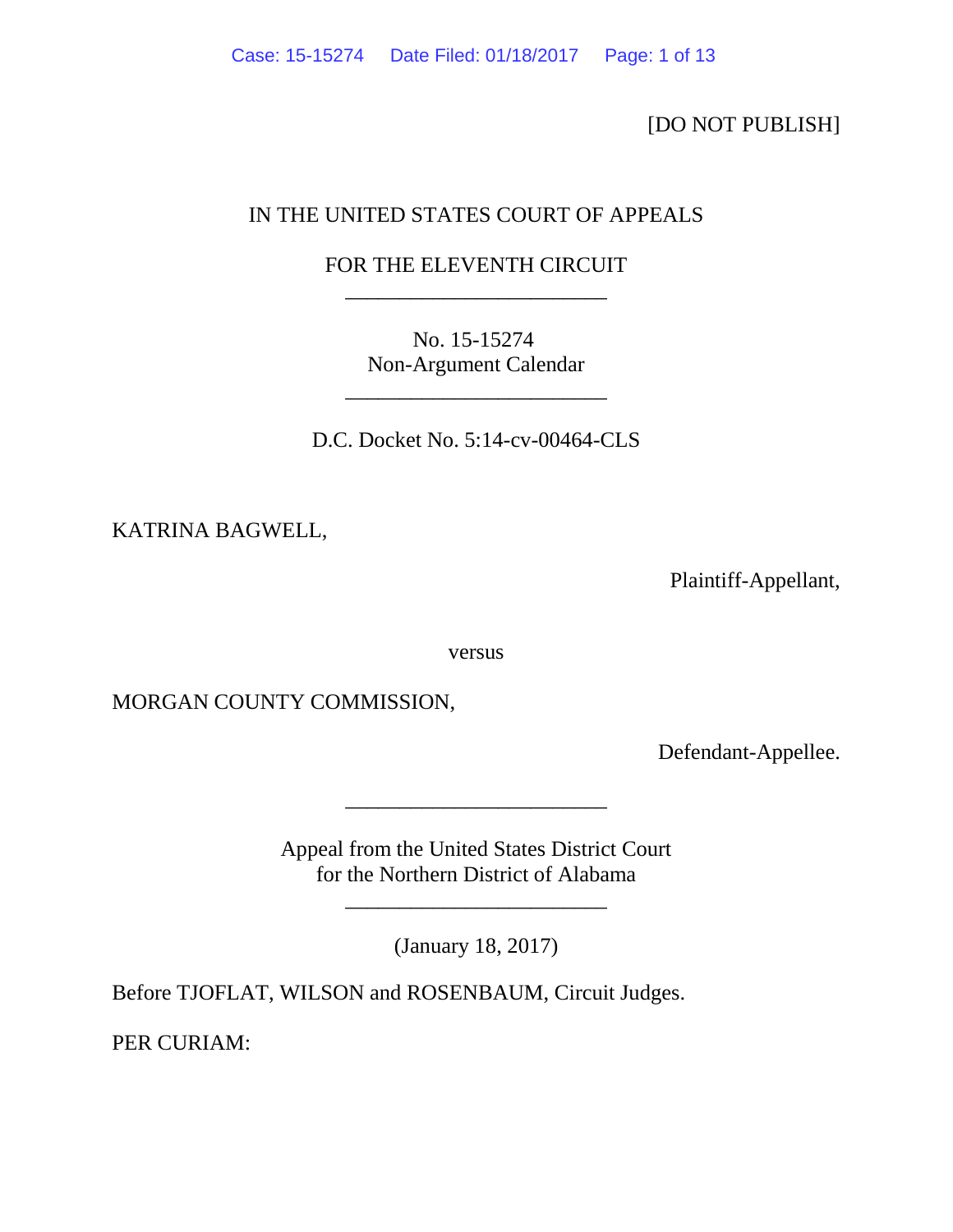[DO NOT PUBLISH]

IN THE UNITED STATES COURT OF APPEALS

FOR THE ELEVENTH CIRCUIT

________________________

No. 15-15274
Non-Argument Calendar

________________________

D.C. Docket No. 5:14-cv-00464-CLS

KATRINA BAGWELL,

Plaintiff-Appellant,

versus

MORGAN COUNTY COMMISSION,

Defendant-Appellee.

________________________

Appeal from the United States District Court
for the Northern District of Alabama

________________________

(January 18, 2017)

Before TJOFLAT, WILSON and ROSENBAUM, Circuit Judges.

PER CURIAM: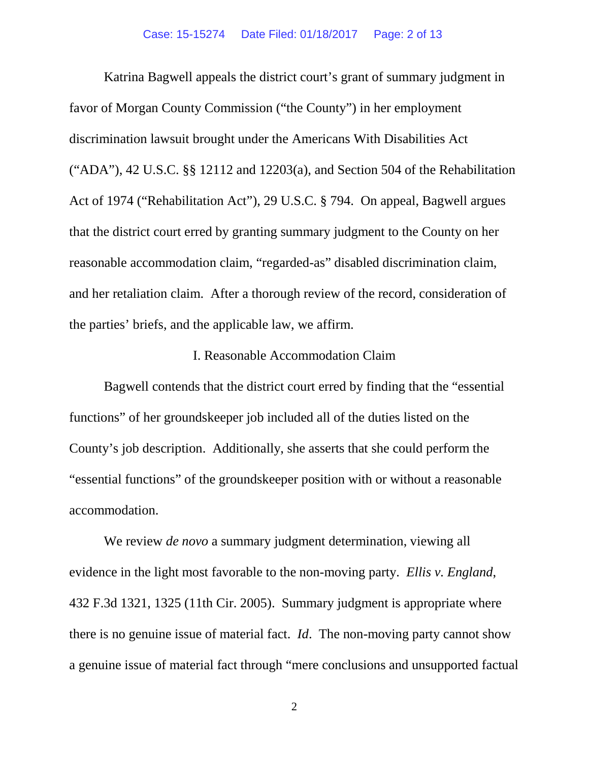Katrina Bagwell appeals the district court's grant of summary judgment in favor of Morgan County Commission ("the County") in her employment discrimination lawsuit brought under the Americans With Disabilities Act ("ADA"), 42 U.S.C. §§ 12112 and 12203(a), and Section 504 of the Rehabilitation Act of 1974 ("Rehabilitation Act"), 29 U.S.C. § 794. On appeal, Bagwell argues that the district court erred by granting summary judgment to the County on her reasonable accommodation claim, "regarded-as" disabled discrimination claim, and her retaliation claim. After a thorough review of the record, consideration of the parties' briefs, and the applicable law, we affirm.

## I. Reasonable Accommodation Claim

Bagwell contends that the district court erred by finding that the "essential functions" of her groundskeeper job included all of the duties listed on the County's job description. Additionally, she asserts that she could perform the "essential functions" of the groundskeeper position with or without a reasonable accommodation.

We review *de novo* a summary judgment determination, viewing all evidence in the light most favorable to the non-moving party. *Ellis v. England*, 432 F.3d 1321, 1325 (11th Cir. 2005). Summary judgment is appropriate where there is no genuine issue of material fact. *Id*. The non-moving party cannot show a genuine issue of material fact through "mere conclusions and unsupported factual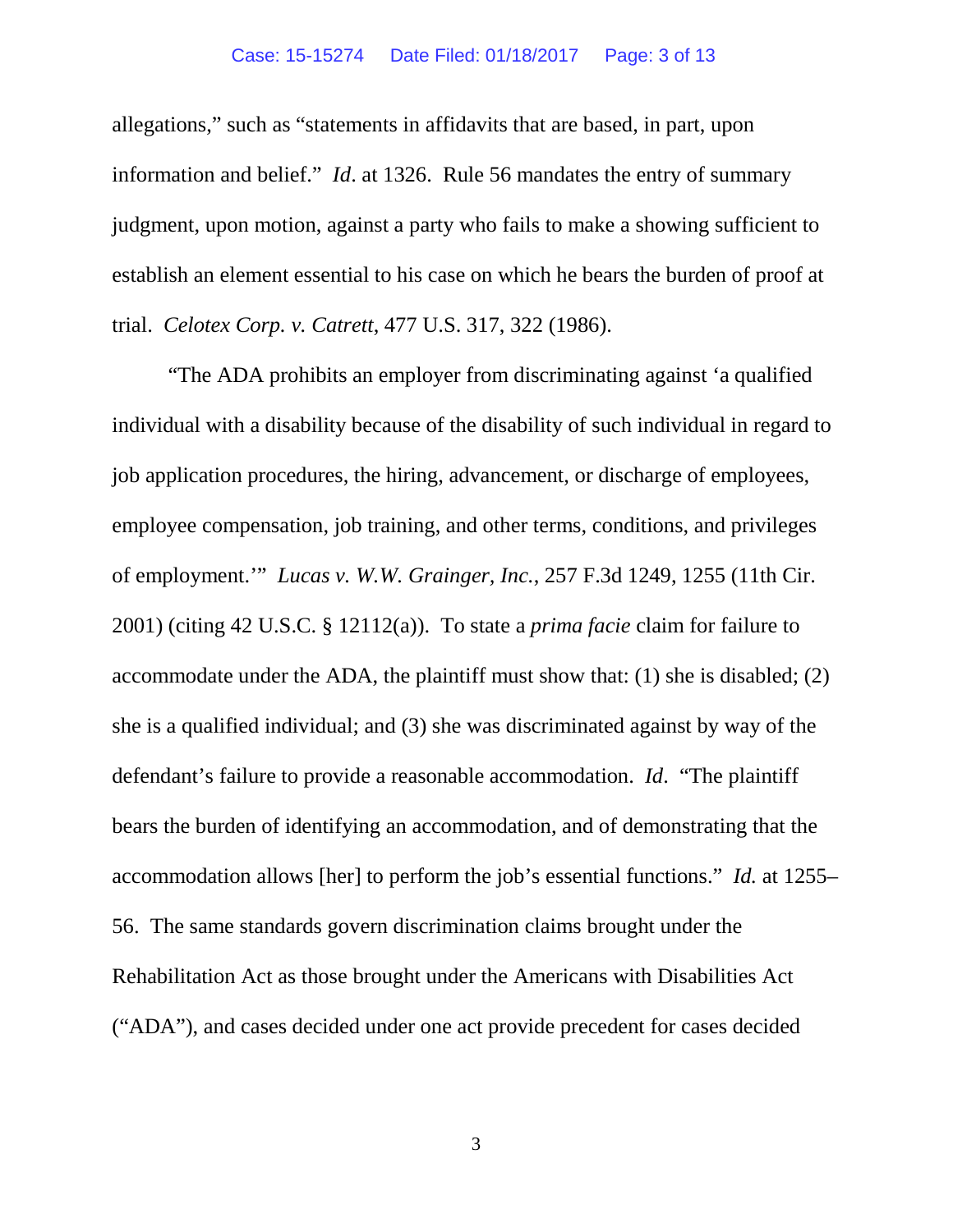allegations," such as "statements in affidavits that are based, in part, upon information and belief." *Id*. at 1326. Rule 56 mandates the entry of summary judgment, upon motion, against a party who fails to make a showing sufficient to establish an element essential to his case on which he bears the burden of proof at trial. *Celotex Corp. v. Catrett*, 477 U.S. 317, 322 (1986).

"The ADA prohibits an employer from discriminating against 'a qualified individual with a disability because of the disability of such individual in regard to job application procedures, the hiring, advancement, or discharge of employees, employee compensation, job training, and other terms, conditions, and privileges of employment.'" *Lucas v. W.W. Grainger, Inc.*, 257 F.3d 1249, 1255 (11th Cir. 2001) (citing 42 U.S.C. § 12112(a)). To state a *prima facie* claim for failure to accommodate under the ADA, the plaintiff must show that: (1) she is disabled; (2) she is a qualified individual; and (3) she was discriminated against by way of the defendant's failure to provide a reasonable accommodation. *Id*. "The plaintiff bears the burden of identifying an accommodation, and of demonstrating that the accommodation allows [her] to perform the job's essential functions." *Id.* at 1255–56. The same standards govern discrimination claims brought under the Rehabilitation Act as those brought under the Americans with Disabilities Act ("ADA"), and cases decided under one act provide precedent for cases decided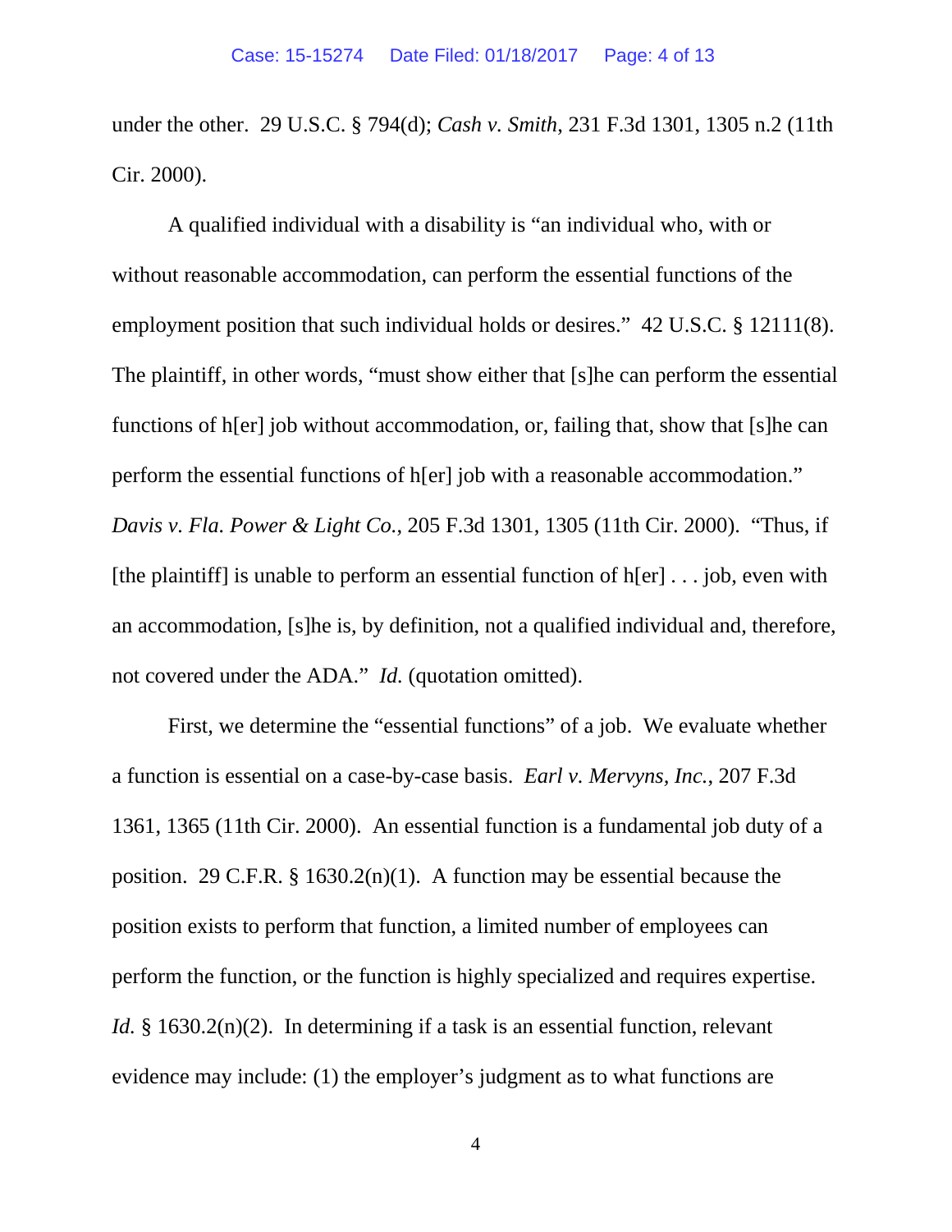under the other. 29 U.S.C. § 794(d); *Cash v. Smith*, 231 F.3d 1301, 1305 n.2 (11th Cir. 2000).

A qualified individual with a disability is "an individual who, with or without reasonable accommodation, can perform the essential functions of the employment position that such individual holds or desires." 42 U.S.C. § 12111(8). The plaintiff, in other words, "must show either that [s]he can perform the essential functions of h[er] job without accommodation, or, failing that, show that [s]he can perform the essential functions of h[er] job with a reasonable accommodation." *Davis v. Fla. Power & Light Co.*, 205 F.3d 1301, 1305 (11th Cir. 2000). "Thus, if [the plaintiff] is unable to perform an essential function of h[er] . . . job, even with an accommodation, [s]he is, by definition, not a qualified individual and, therefore, not covered under the ADA." *Id.* (quotation omitted).

First, we determine the "essential functions" of a job. We evaluate whether a function is essential on a case-by-case basis. *Earl v. Mervyns, Inc.*, 207 F.3d 1361, 1365 (11th Cir. 2000). An essential function is a fundamental job duty of a position. 29 C.F.R. § 1630.2(n)(1). A function may be essential because the position exists to perform that function, a limited number of employees can perform the function, or the function is highly specialized and requires expertise. *Id.* § 1630.2(n)(2). In determining if a task is an essential function, relevant evidence may include: (1) the employer's judgment as to what functions are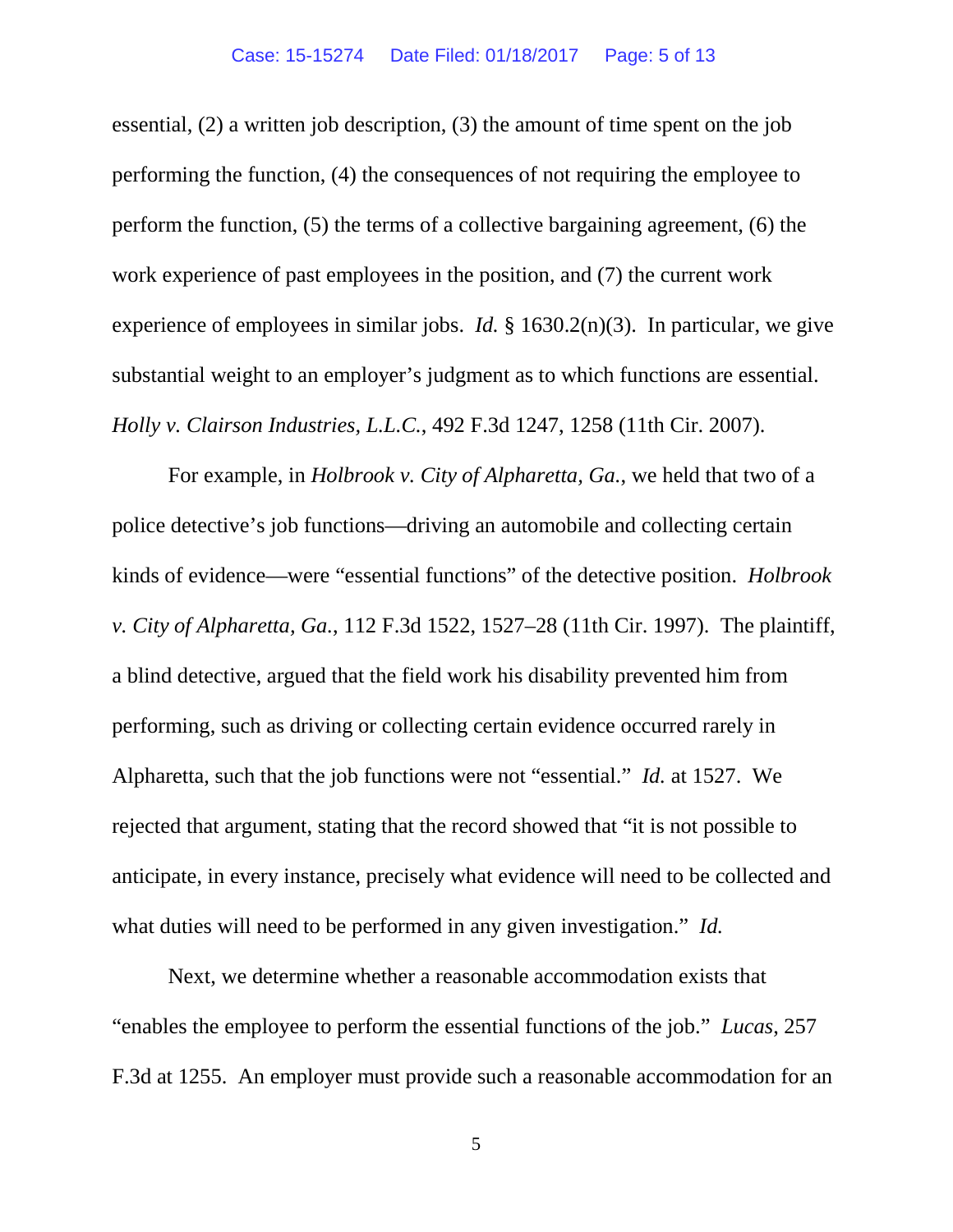essential, (2) a written job description, (3) the amount of time spent on the job performing the function, (4) the consequences of not requiring the employee to perform the function, (5) the terms of a collective bargaining agreement, (6) the work experience of past employees in the position, and (7) the current work experience of employees in similar jobs. *Id.* § 1630.2(n)(3). In particular, we give substantial weight to an employer's judgment as to which functions are essential. *Holly v. Clairson Industries, L.L.C.*, 492 F.3d 1247, 1258 (11th Cir. 2007).

For example, in *Holbrook v. City of Alpharetta, Ga.*, we held that two of a police detective's job functions—driving an automobile and collecting certain kinds of evidence—were "essential functions" of the detective position. *Holbrook v. City of Alpharetta, Ga.*, 112 F.3d 1522, 1527–28 (11th Cir. 1997). The plaintiff, a blind detective, argued that the field work his disability prevented him from performing, such as driving or collecting certain evidence occurred rarely in Alpharetta, such that the job functions were not "essential." *Id.* at 1527. We rejected that argument, stating that the record showed that "it is not possible to anticipate, in every instance, precisely what evidence will need to be collected and what duties will need to be performed in any given investigation." *Id.*

Next, we determine whether a reasonable accommodation exists that "enables the employee to perform the essential functions of the job." *Lucas*, 257 F.3d at 1255. An employer must provide such a reasonable accommodation for an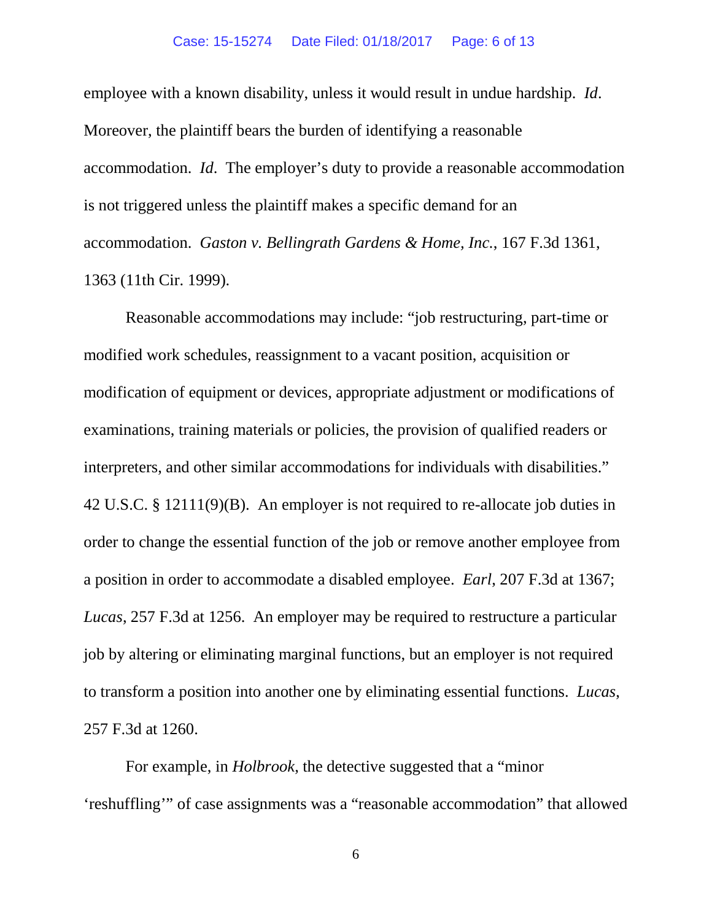employee with a known disability, unless it would result in undue hardship. *Id*. Moreover, the plaintiff bears the burden of identifying a reasonable accommodation. *Id*. The employer's duty to provide a reasonable accommodation is not triggered unless the plaintiff makes a specific demand for an accommodation. *Gaston v. Bellingrath Gardens & Home, Inc.*, 167 F.3d 1361, 1363 (11th Cir. 1999).

Reasonable accommodations may include: "job restructuring, part-time or modified work schedules, reassignment to a vacant position, acquisition or modification of equipment or devices, appropriate adjustment or modifications of examinations, training materials or policies, the provision of qualified readers or interpreters, and other similar accommodations for individuals with disabilities." 42 U.S.C. § 12111(9)(B). An employer is not required to re-allocate job duties in order to change the essential function of the job or remove another employee from a position in order to accommodate a disabled employee. *Earl*, 207 F.3d at 1367; *Lucas*, 257 F.3d at 1256. An employer may be required to restructure a particular job by altering or eliminating marginal functions, but an employer is not required to transform a position into another one by eliminating essential functions. *Lucas*, 257 F.3d at 1260.

For example, in *Holbrook*, the detective suggested that a "minor 'reshuffling'" of case assignments was a "reasonable accommodation" that allowed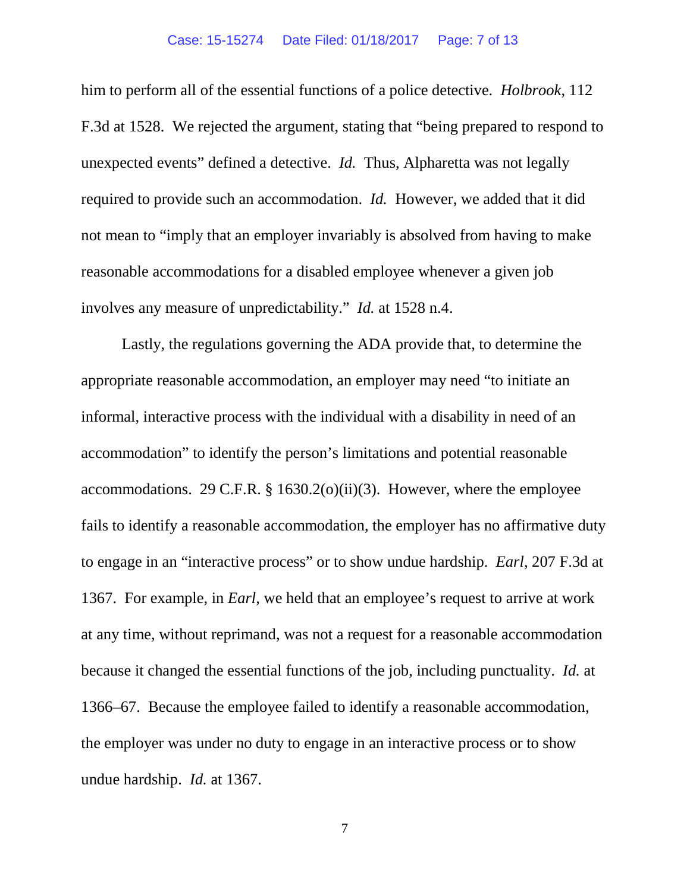him to perform all of the essential functions of a police detective. *Holbrook*, 112 F.3d at 1528. We rejected the argument, stating that "being prepared to respond to unexpected events" defined a detective. *Id.* Thus, Alpharetta was not legally required to provide such an accommodation. *Id.* However, we added that it did not mean to "imply that an employer invariably is absolved from having to make reasonable accommodations for a disabled employee whenever a given job involves any measure of unpredictability." *Id.* at 1528 n.4.

Lastly, the regulations governing the ADA provide that, to determine the appropriate reasonable accommodation, an employer may need "to initiate an informal, interactive process with the individual with a disability in need of an accommodation" to identify the person's limitations and potential reasonable accommodations. 29 C.F.R. § 1630.2(o)(ii)(3). However, where the employee fails to identify a reasonable accommodation, the employer has no affirmative duty to engage in an "interactive process" or to show undue hardship. *Earl*, 207 F.3d at 1367. For example, in *Earl*, we held that an employee's request to arrive at work at any time, without reprimand, was not a request for a reasonable accommodation because it changed the essential functions of the job, including punctuality. *Id.* at 1366–67. Because the employee failed to identify a reasonable accommodation, the employer was under no duty to engage in an interactive process or to show undue hardship. *Id.* at 1367.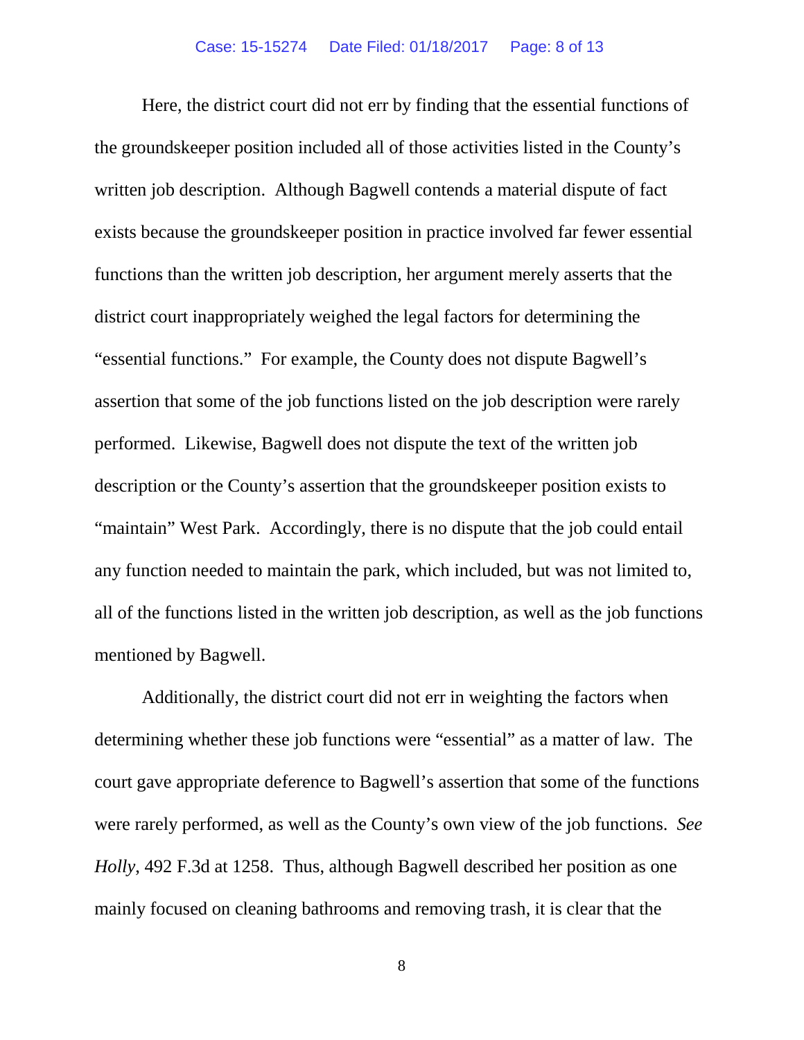Here, the district court did not err by finding that the essential functions of the groundskeeper position included all of those activities listed in the County's written job description. Although Bagwell contends a material dispute of fact exists because the groundskeeper position in practice involved far fewer essential functions than the written job description, her argument merely asserts that the district court inappropriately weighed the legal factors for determining the "essential functions." For example, the County does not dispute Bagwell's assertion that some of the job functions listed on the job description were rarely performed. Likewise, Bagwell does not dispute the text of the written job description or the County's assertion that the groundskeeper position exists to "maintain" West Park. Accordingly, there is no dispute that the job could entail any function needed to maintain the park, which included, but was not limited to, all of the functions listed in the written job description, as well as the job functions mentioned by Bagwell.

Additionally, the district court did not err in weighting the factors when determining whether these job functions were "essential" as a matter of law. The court gave appropriate deference to Bagwell's assertion that some of the functions were rarely performed, as well as the County's own view of the job functions. *See Holly*, 492 F.3d at 1258. Thus, although Bagwell described her position as one mainly focused on cleaning bathrooms and removing trash, it is clear that the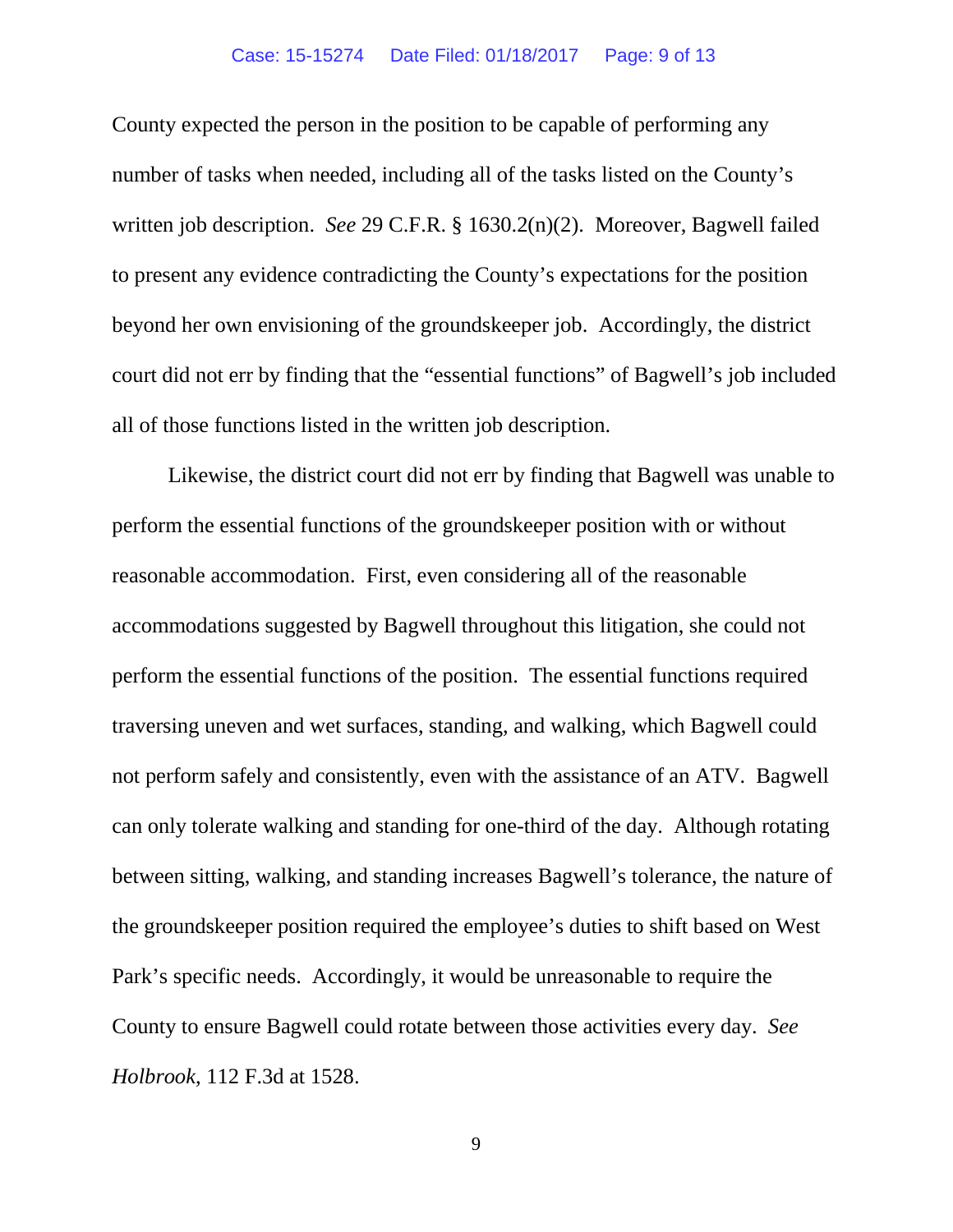County expected the person in the position to be capable of performing any number of tasks when needed, including all of the tasks listed on the County's written job description. *See* 29 C.F.R. § 1630.2(n)(2). Moreover, Bagwell failed to present any evidence contradicting the County's expectations for the position beyond her own envisioning of the groundskeeper job. Accordingly, the district court did not err by finding that the "essential functions" of Bagwell's job included all of those functions listed in the written job description.

Likewise, the district court did not err by finding that Bagwell was unable to perform the essential functions of the groundskeeper position with or without reasonable accommodation. First, even considering all of the reasonable accommodations suggested by Bagwell throughout this litigation, she could not perform the essential functions of the position. The essential functions required traversing uneven and wet surfaces, standing, and walking, which Bagwell could not perform safely and consistently, even with the assistance of an ATV. Bagwell can only tolerate walking and standing for one-third of the day. Although rotating between sitting, walking, and standing increases Bagwell's tolerance, the nature of the groundskeeper position required the employee's duties to shift based on West Park's specific needs. Accordingly, it would be unreasonable to require the County to ensure Bagwell could rotate between those activities every day. *See Holbrook*, 112 F.3d at 1528.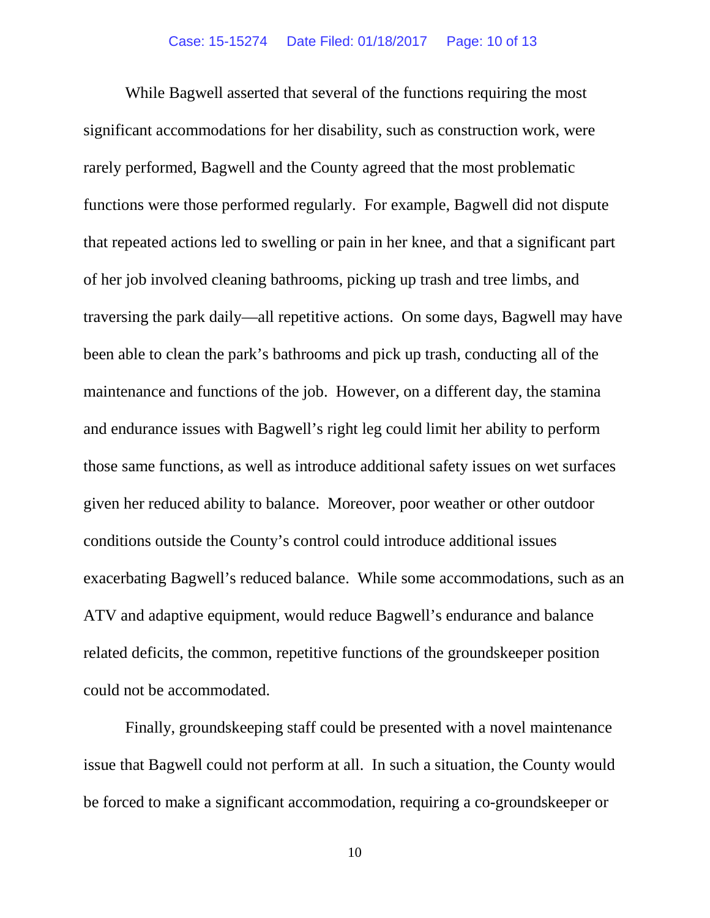While Bagwell asserted that several of the functions requiring the most significant accommodations for her disability, such as construction work, were rarely performed, Bagwell and the County agreed that the most problematic functions were those performed regularly. For example, Bagwell did not dispute that repeated actions led to swelling or pain in her knee, and that a significant part of her job involved cleaning bathrooms, picking up trash and tree limbs, and traversing the park daily—all repetitive actions. On some days, Bagwell may have been able to clean the park's bathrooms and pick up trash, conducting all of the maintenance and functions of the job. However, on a different day, the stamina and endurance issues with Bagwell's right leg could limit her ability to perform those same functions, as well as introduce additional safety issues on wet surfaces given her reduced ability to balance. Moreover, poor weather or other outdoor conditions outside the County's control could introduce additional issues exacerbating Bagwell's reduced balance. While some accommodations, such as an ATV and adaptive equipment, would reduce Bagwell's endurance and balance related deficits, the common, repetitive functions of the groundskeeper position could not be accommodated.

Finally, groundskeeping staff could be presented with a novel maintenance issue that Bagwell could not perform at all. In such a situation, the County would be forced to make a significant accommodation, requiring a co-groundskeeper or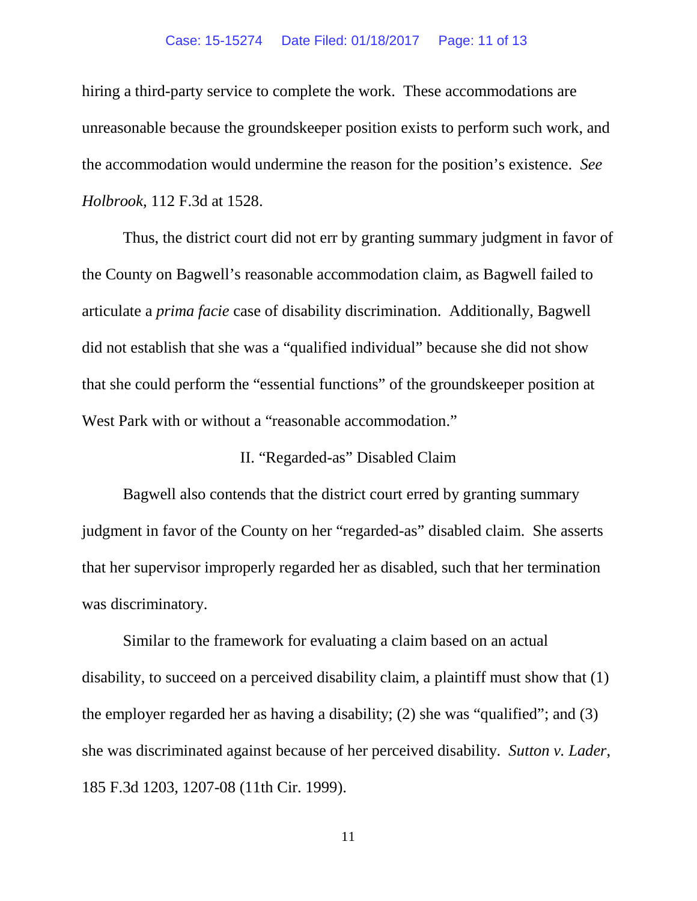hiring a third-party service to complete the work. These accommodations are unreasonable because the groundskeeper position exists to perform such work, and the accommodation would undermine the reason for the position's existence. *See Holbrook*, 112 F.3d at 1528.

Thus, the district court did not err by granting summary judgment in favor of the County on Bagwell's reasonable accommodation claim, as Bagwell failed to articulate a *prima facie* case of disability discrimination. Additionally, Bagwell did not establish that she was a "qualified individual" because she did not show that she could perform the "essential functions" of the groundskeeper position at West Park with or without a "reasonable accommodation."

## II. "Regarded-as" Disabled Claim

Bagwell also contends that the district court erred by granting summary judgment in favor of the County on her "regarded-as" disabled claim. She asserts that her supervisor improperly regarded her as disabled, such that her termination was discriminatory.

Similar to the framework for evaluating a claim based on an actual disability, to succeed on a perceived disability claim, a plaintiff must show that (1) the employer regarded her as having a disability; (2) she was "qualified"; and (3) she was discriminated against because of her perceived disability. *Sutton v. Lader*, 185 F.3d 1203, 1207-08 (11th Cir. 1999).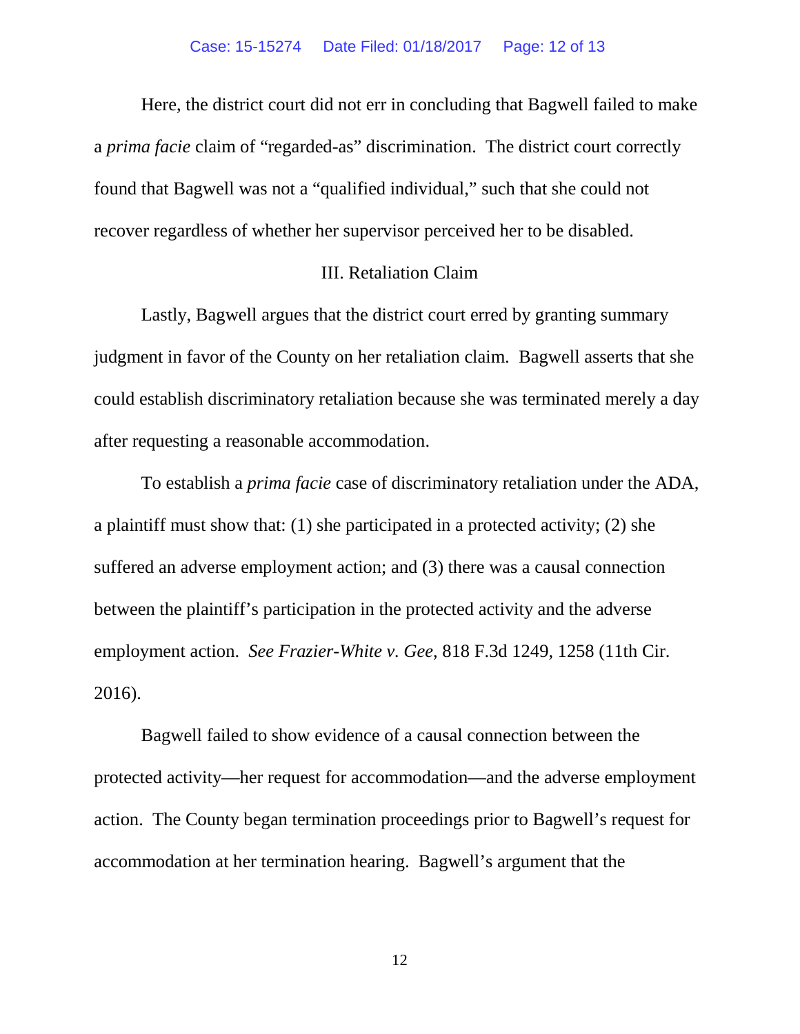Here, the district court did not err in concluding that Bagwell failed to make a *prima facie* claim of "regarded-as" discrimination. The district court correctly found that Bagwell was not a "qualified individual," such that she could not recover regardless of whether her supervisor perceived her to be disabled.

### III. Retaliation Claim

Lastly, Bagwell argues that the district court erred by granting summary judgment in favor of the County on her retaliation claim. Bagwell asserts that she could establish discriminatory retaliation because she was terminated merely a day after requesting a reasonable accommodation.

To establish a *prima facie* case of discriminatory retaliation under the ADA, a plaintiff must show that: (1) she participated in a protected activity; (2) she suffered an adverse employment action; and (3) there was a causal connection between the plaintiff's participation in the protected activity and the adverse employment action. *See Frazier-White v. Gee*, 818 F.3d 1249, 1258 (11th Cir. 2016).

Bagwell failed to show evidence of a causal connection between the protected activity—her request for accommodation—and the adverse employment action. The County began termination proceedings prior to Bagwell's request for accommodation at her termination hearing. Bagwell's argument that the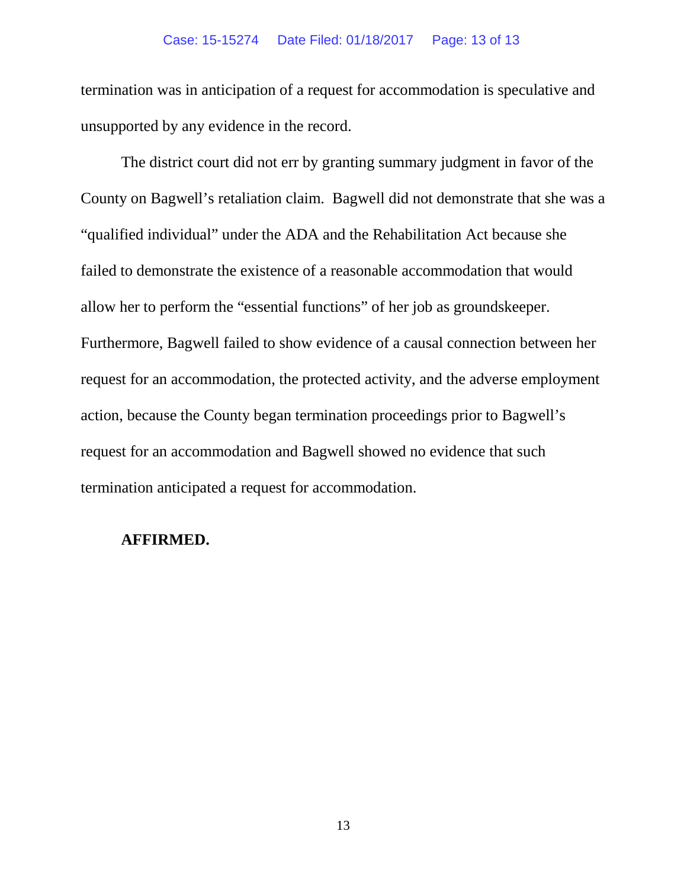termination was in anticipation of a request for accommodation is speculative and unsupported by any evidence in the record.

The district court did not err by granting summary judgment in favor of the County on Bagwell's retaliation claim. Bagwell did not demonstrate that she was a "qualified individual" under the ADA and the Rehabilitation Act because she failed to demonstrate the existence of a reasonable accommodation that would allow her to perform the "essential functions" of her job as groundskeeper. Furthermore, Bagwell failed to show evidence of a causal connection between her request for an accommodation, the protected activity, and the adverse employment action, because the County began termination proceedings prior to Bagwell's request for an accommodation and Bagwell showed no evidence that such termination anticipated a request for accommodation.

**AFFIRMED.**